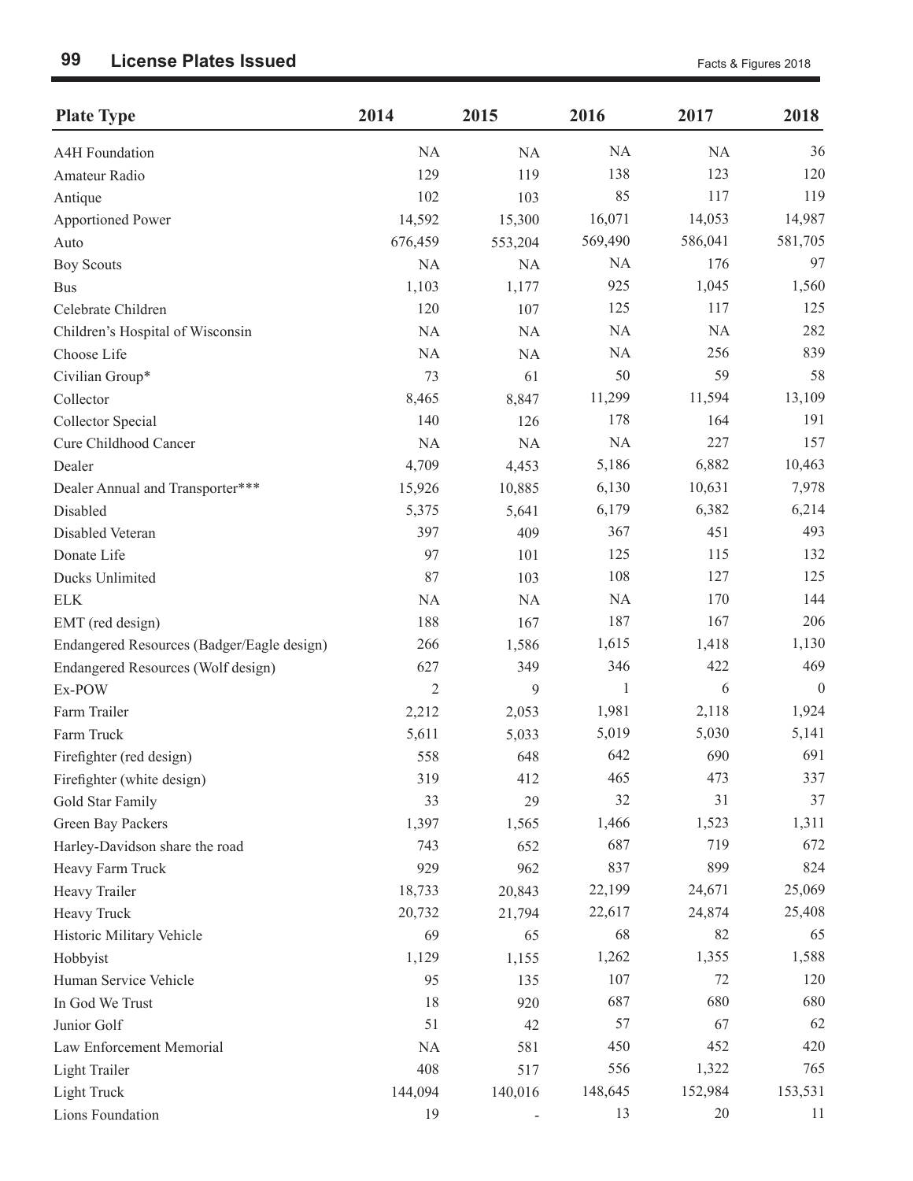# License Plates Issued

| Plate Type | 2014 | 2015 | 2016 | 2017 | 2018 |
|---|---|---|---|---|---|
| A4H Foundation | NA | NA | NA | NA | 36 |
| Amateur Radio | 129 | 119 | 138 | 123 | 120 |
| Antique | 102 | 103 | 85 | 117 | 119 |
| Apportioned Power | 14,592 | 15,300 | 16,071 | 14,053 | 14,987 |
| Auto | 676,459 | 553,204 | 569,490 | 586,041 | 581,705 |
| Boy Scouts | NA | NA | NA | 176 | 97 |
| Bus | 1,103 | 1,177 | 925 | 1,045 | 1,560 |
| Celebrate Children | 120 | 107 | 125 | 117 | 125 |
| Children's Hospital of Wisconsin | NA | NA | NA | NA | 282 |
| Choose Life | NA | NA | NA | 256 | 839 |
| Civilian Group* | 73 | 61 | 50 | 59 | 58 |
| Collector | 8,465 | 8,847 | 11,299 | 11,594 | 13,109 |
| Collector Special | 140 | 126 | 178 | 164 | 191 |
| Cure Childhood Cancer | NA | NA | NA | 227 | 157 |
| Dealer | 4,709 | 4,453 | 5,186 | 6,882 | 10,463 |
| Dealer Annual and Transporter*** | 15,926 | 10,885 | 6,130 | 10,631 | 7,978 |
| Disabled | 5,375 | 5,641 | 6,179 | 6,382 | 6,214 |
| Disabled Veteran | 397 | 409 | 367 | 451 | 493 |
| Donate Life | 97 | 101 | 125 | 115 | 132 |
| Ducks Unlimited | 87 | 103 | 108 | 127 | 125 |
| ELK | NA | NA | NA | 170 | 144 |
| EMT (red design) | 188 | 167 | 187 | 167 | 206 |
| Endangered Resources (Badger/Eagle design) | 266 | 1,586 | 1,615 | 1,418 | 1,130 |
| Endangered Resources (Wolf design) | 627 | 349 | 346 | 422 | 469 |
| Ex-POW | 2 | 9 | 1 | 6 | 0 |
| Farm Trailer | 2,212 | 2,053 | 1,981 | 2,118 | 1,924 |
| Farm Truck | 5,611 | 5,033 | 5,019 | 5,030 | 5,141 |
| Firefighter (red design) | 558 | 648 | 642 | 690 | 691 |
| Firefighter (white design) | 319 | 412 | 465 | 473 | 337 |
| Gold Star Family | 33 | 29 | 32 | 31 | 37 |
| Green Bay Packers | 1,397 | 1,565 | 1,466 | 1,523 | 1,311 |
| Harley-Davidson share the road | 743 | 652 | 687 | 719 | 672 |
| Heavy Farm Truck | 929 | 962 | 837 | 899 | 824 |
| Heavy Trailer | 18,733 | 20,843 | 22,199 | 24,671 | 25,069 |
| Heavy Truck | 20,732 | 21,794 | 22,617 | 24,874 | 25,408 |
| Historic Military Vehicle | 69 | 65 | 68 | 82 | 65 |
| Hobbyist | 1,129 | 1,155 | 1,262 | 1,355 | 1,588 |
| Human Service Vehicle | 95 | 135 | 107 | 72 | 120 |
| In God We Trust | 18 | 920 | 687 | 680 | 680 |
| Junior Golf | 51 | 42 | 57 | 67 | 62 |
| Law Enforcement Memorial | NA | 581 | 450 | 452 | 420 |
| Light Trailer | 408 | 517 | 556 | 1,322 | 765 |
| Light Truck | 144,094 | 140,016 | 148,645 | 152,984 | 153,531 |
| Lions Foundation | 19 | - | 13 | 20 | 11 |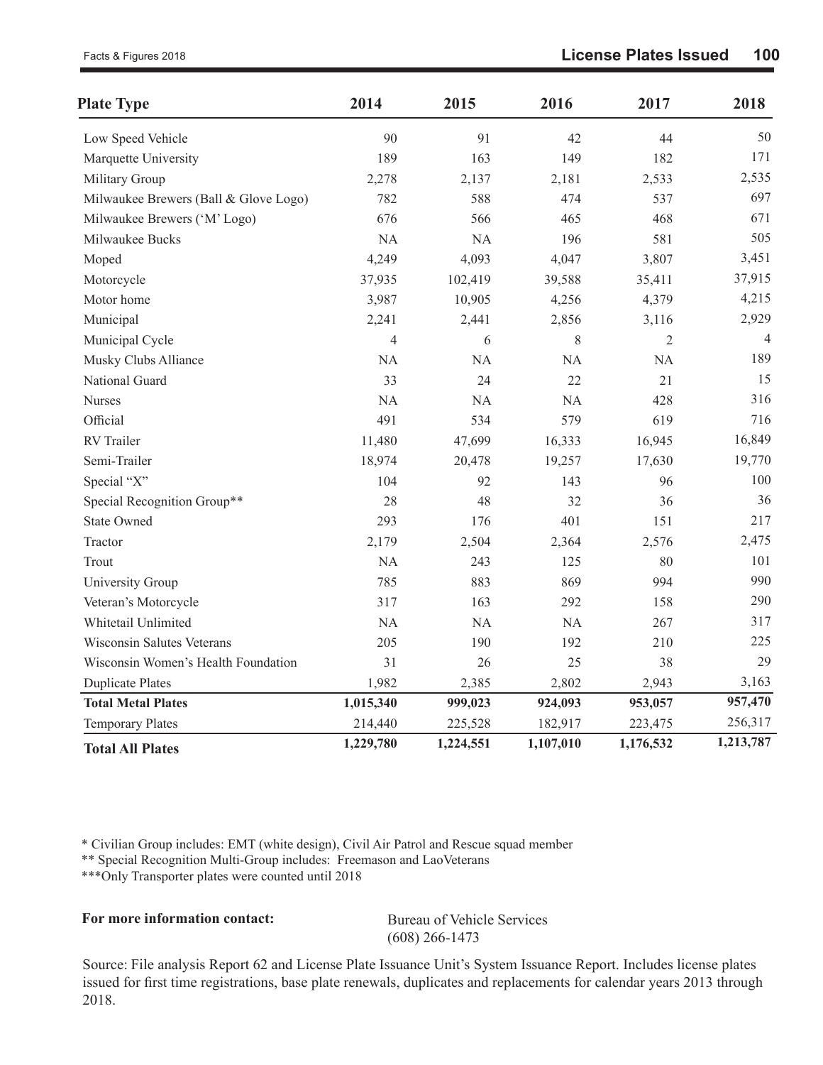| Plate Type | 2014 | 2015 | 2016 | 2017 | 2018 |
|---|---|---|---|---|---|
| Low Speed Vehicle | 90 | 91 | 42 | 44 | 50 |
| Marquette University | 189 | 163 | 149 | 182 | 171 |
| Military Group | 2,278 | 2,137 | 2,181 | 2,533 | 2,535 |
| Milwaukee Brewers (Ball & Glove Logo) | 782 | 588 | 474 | 537 | 697 |
| Milwaukee Brewers ('M' Logo) | 676 | 566 | 465 | 468 | 671 |
| Milwaukee Bucks | NA | NA | 196 | 581 | 505 |
| Moped | 4,249 | 4,093 | 4,047 | 3,807 | 3,451 |
| Motorcycle | 37,935 | 102,419 | 39,588 | 35,411 | 37,915 |
| Motor home | 3,987 | 10,905 | 4,256 | 4,379 | 4,215 |
| Municipal | 2,241 | 2,441 | 2,856 | 3,116 | 2,929 |
| Municipal Cycle | 4 | 6 | 8 | 2 | 4 |
| Musky Clubs Alliance | NA | NA | NA | NA | 189 |
| National Guard | 33 | 24 | 22 | 21 | 15 |
| Nurses | NA | NA | NA | 428 | 316 |
| Official | 491 | 534 | 579 | 619 | 716 |
| RV Trailer | 11,480 | 47,699 | 16,333 | 16,945 | 16,849 |
| Semi-Trailer | 18,974 | 20,478 | 19,257 | 17,630 | 19,770 |
| Special "X" | 104 | 92 | 143 | 96 | 100 |
| Special Recognition Group** | 28 | 48 | 32 | 36 | 36 |
| State Owned | 293 | 176 | 401 | 151 | 217 |
| Tractor | 2,179 | 2,504 | 2,364 | 2,576 | 2,475 |
| Trout | NA | 243 | 125 | 80 | 101 |
| University Group | 785 | 883 | 869 | 994 | 990 |
| Veteran's Motorcycle | 317 | 163 | 292 | 158 | 290 |
| Whitetail Unlimited | NA | NA | NA | 267 | 317 |
| Wisconsin Salutes Veterans | 205 | 190 | 192 | 210 | 225 |
| Wisconsin Women's Health Foundation | 31 | 26 | 25 | 38 | 29 |
| Duplicate Plates | 1,982 | 2,385 | 2,802 | 2,943 | 3,163 |
| **Total Metal Plates** | **1,015,340** | **999,023** | **924,093** | **953,057** | **957,470** |
| Temporary Plates | 214,440 | 225,528 | 182,917 | 223,475 | 256,317 |
| **Total All Plates** | **1,229,780** | **1,224,551** | **1,107,010** | **1,176,532** | **1,213,787** |

* Civilian Group includes: EMT (white design), Civil Air Patrol and Rescue squad member

** Special Recognition Multi-Group includes: Freemason and LaoVeterans

***Only Transporter plates were counted until 2018

**For more information contact:** Bureau of Vehicle Services
(608) 266-1473

Source: File analysis Report 62 and License Plate Issuance Unit's System Issuance Report. Includes license plates issued for first time registrations, base plate renewals, duplicates and replacements for calendar years 2013 through 2018.